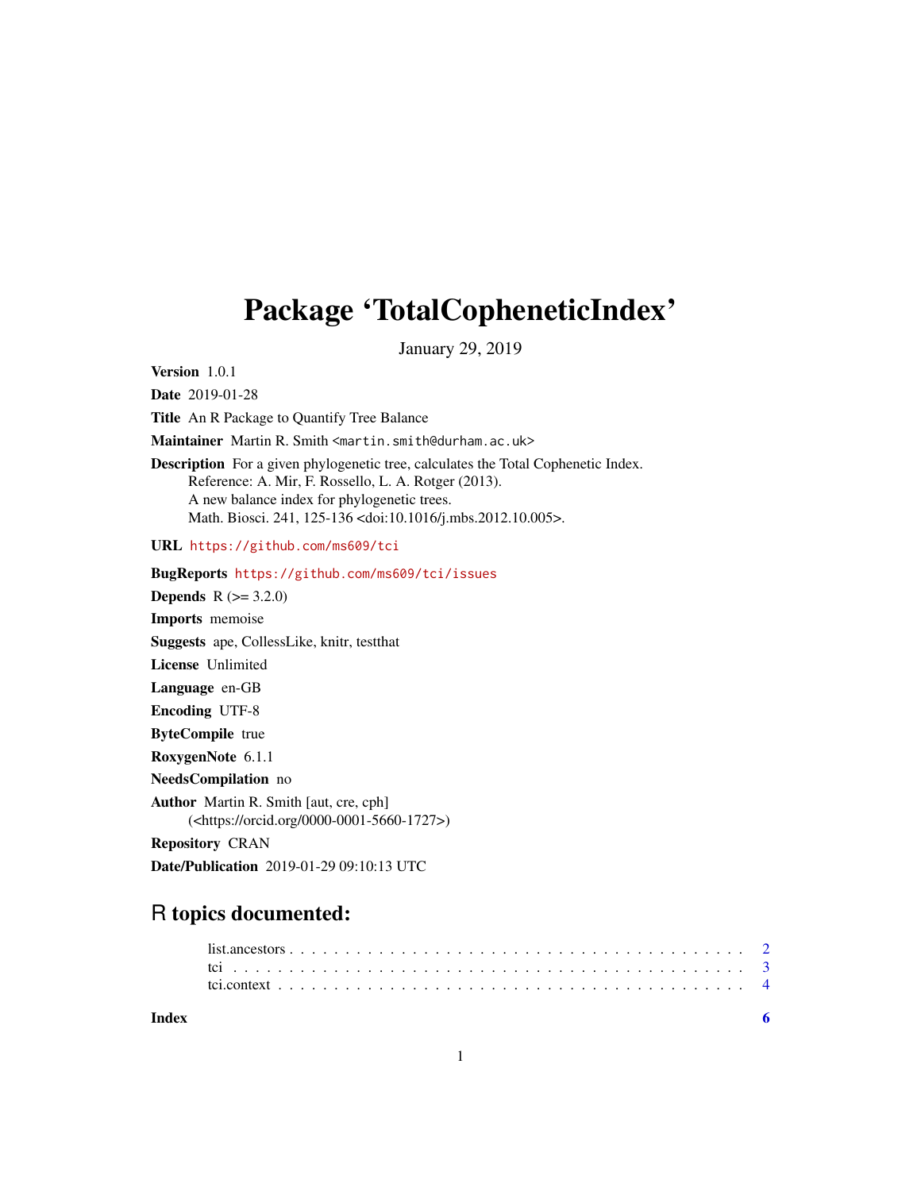# Package 'TotalCopheneticIndex'

January 29, 2019

**Version** 1.0.1

**Date** 2019-01-28

**Title** An R Package to Quantify Tree Balance

**Maintainer** Martin R. Smith <martin.smith@durham.ac.uk>

**Description** For a given phylogenetic tree, calculates the Total Cophenetic Index.
Reference: A. Mir, F. Rossello, L. A. Rotger (2013).
A new balance index for phylogenetic trees.
Math. Biosci. 241, 125-136 <doi:10.1016/j.mbs.2012.10.005>.

**URL** https://github.com/ms609/tci

**BugReports** https://github.com/ms609/tci/issues

**Depends** R (>= 3.2.0)

**Imports** memoise

**Suggests** ape, CollessLike, knitr, testthat

**License** Unlimited

**Language** en-GB

**Encoding** UTF-8

**ByteCompile** true

**RoxygenNote** 6.1.1

**NeedsCompilation** no

**Author** Martin R. Smith [aut, cre, cph]
(<https://orcid.org/0000-0001-5660-1727>)

**Repository** CRAN

**Date/Publication** 2019-01-29 09:10:13 UTC

## R topics documented:

list.ancestors . . . . . . . . . . . . . . . . . . . . . . . . . . . . . . . . . . . . . . . . 2
tci . . . . . . . . . . . . . . . . . . . . . . . . . . . . . . . . . . . . . . . . . . . . . 3
tci.context . . . . . . . . . . . . . . . . . . . . . . . . . . . . . . . . . . . . . . . . . 4

**Index** **6**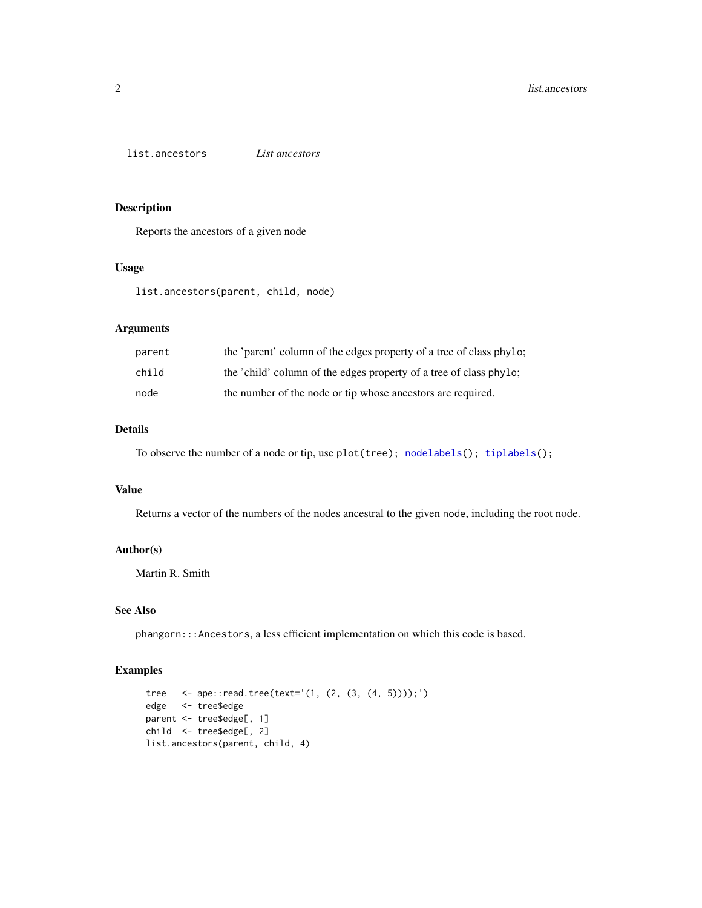# list.ancestors — *List ancestors*

## Description

Reports the ancestors of a given node

## Usage

```
list.ancestors(parent, child, node)
```

## Arguments

| | |
|---|---|
| `parent` | the 'parent' column of the edges property of a tree of class `phylo`; |
| `child` | the 'child' column of the edges property of a tree of class `phylo`; |
| `node` | the number of the node or tip whose ancestors are required. |

## Details

To observe the number of a node or tip, use `plot(tree); nodelabels(); tiplabels();`

## Value

Returns a vector of the numbers of the nodes ancestral to the given `node`, including the root node.

## Author(s)

Martin R. Smith

## See Also

`phangorn:::Ancestors`, a less efficient implementation on which this code is based.

## Examples

```
tree   <- ape::read.tree(text='(1, (2, (3, (4, 5))));')
edge   <- tree$edge
parent <- tree$edge[, 1]
child  <- tree$edge[, 2]
list.ancestors(parent, child, 4)
```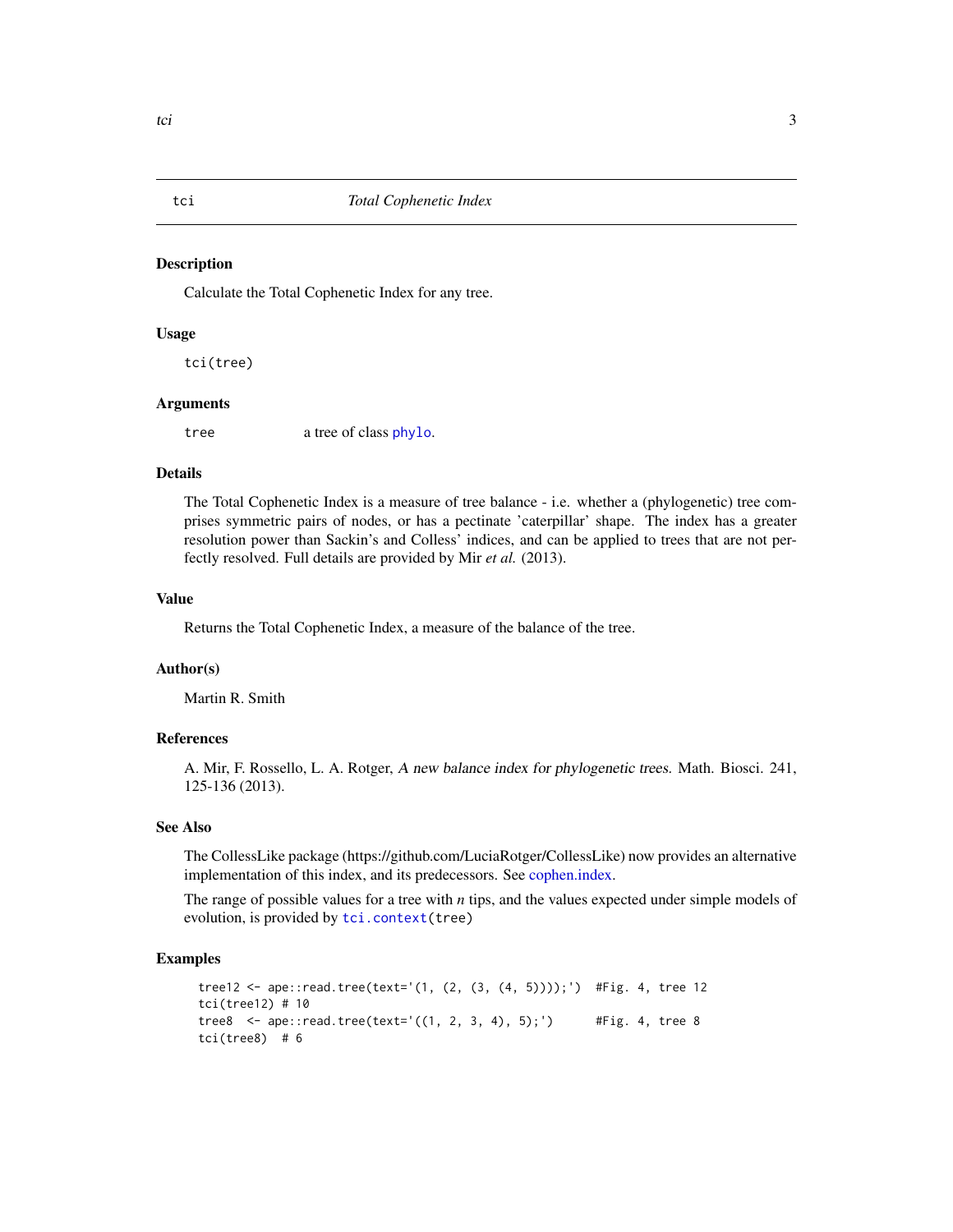# tci — *Total Cophenetic Index*

## Description

Calculate the Total Cophenetic Index for any tree.

## Usage

```
tci(tree)
```

## Arguments

`tree` a tree of class `phylo`.

## Details

The Total Cophenetic Index is a measure of tree balance - i.e. whether a (phylogenetic) tree comprises symmetric pairs of nodes, or has a pectinate 'caterpillar' shape. The index has a greater resolution power than Sackin's and Colless' indices, and can be applied to trees that are not perfectly resolved. Full details are provided by Mir *et al.* (2013).

## Value

Returns the Total Cophenetic Index, a measure of the balance of the tree.

## Author(s)

Martin R. Smith

## References

A. Mir, F. Rossello, L. A. Rotger, *A new balance index for phylogenetic trees.* Math. Biosci. 241, 125-136 (2013).

## See Also

The CollessLike package (https://github.com/LuciaRotger/CollessLike) now provides an alternative implementation of this index, and its predecessors. See cophen.index.

The range of possible values for a tree with *n* tips, and the values expected under simple models of evolution, is provided by `tci.context(tree)`

## Examples

```
tree12 <- ape::read.tree(text='(1, (2, (3, (4, 5))));')  #Fig. 4, tree 12
tci(tree12) # 10
tree8  <- ape::read.tree(text='((1, 2, 3, 4), 5);')      #Fig. 4, tree 8
tci(tree8)  # 6
```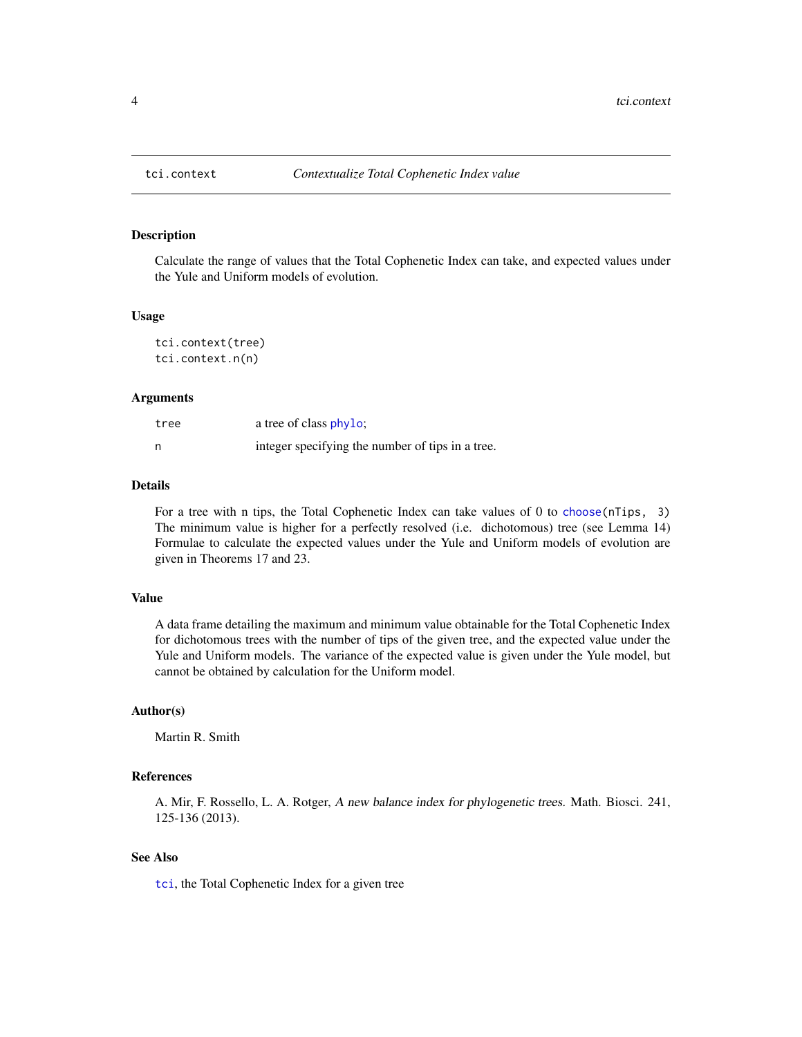# tci.context — *Contextualize Total Cophenetic Index value*

## Description

Calculate the range of values that the Total Cophenetic Index can take, and expected values under the Yule and Uniform models of evolution.

## Usage

```
tci.context(tree)
tci.context.n(n)
```

## Arguments

| | |
|---|---|
| `tree` | a tree of class `phylo`; |
| `n` | integer specifying the number of tips in a tree. |

## Details

For a tree with n tips, the Total Cophenetic Index can take values of 0 to `choose(nTips, 3)` The minimum value is higher for a perfectly resolved (i.e. dichotomous) tree (see Lemma 14) Formulae to calculate the expected values under the Yule and Uniform models of evolution are given in Theorems 17 and 23.

## Value

A data frame detailing the maximum and minimum value obtainable for the Total Cophenetic Index for dichotomous trees with the number of tips of the given tree, and the expected value under the Yule and Uniform models. The variance of the expected value is given under the Yule model, but cannot be obtained by calculation for the Uniform model.

## Author(s)

Martin R. Smith

## References

A. Mir, F. Rossello, L. A. Rotger, *A new balance index for phylogenetic trees.* Math. Biosci. 241, 125-136 (2013).

## See Also

`tci`, the Total Cophenetic Index for a given tree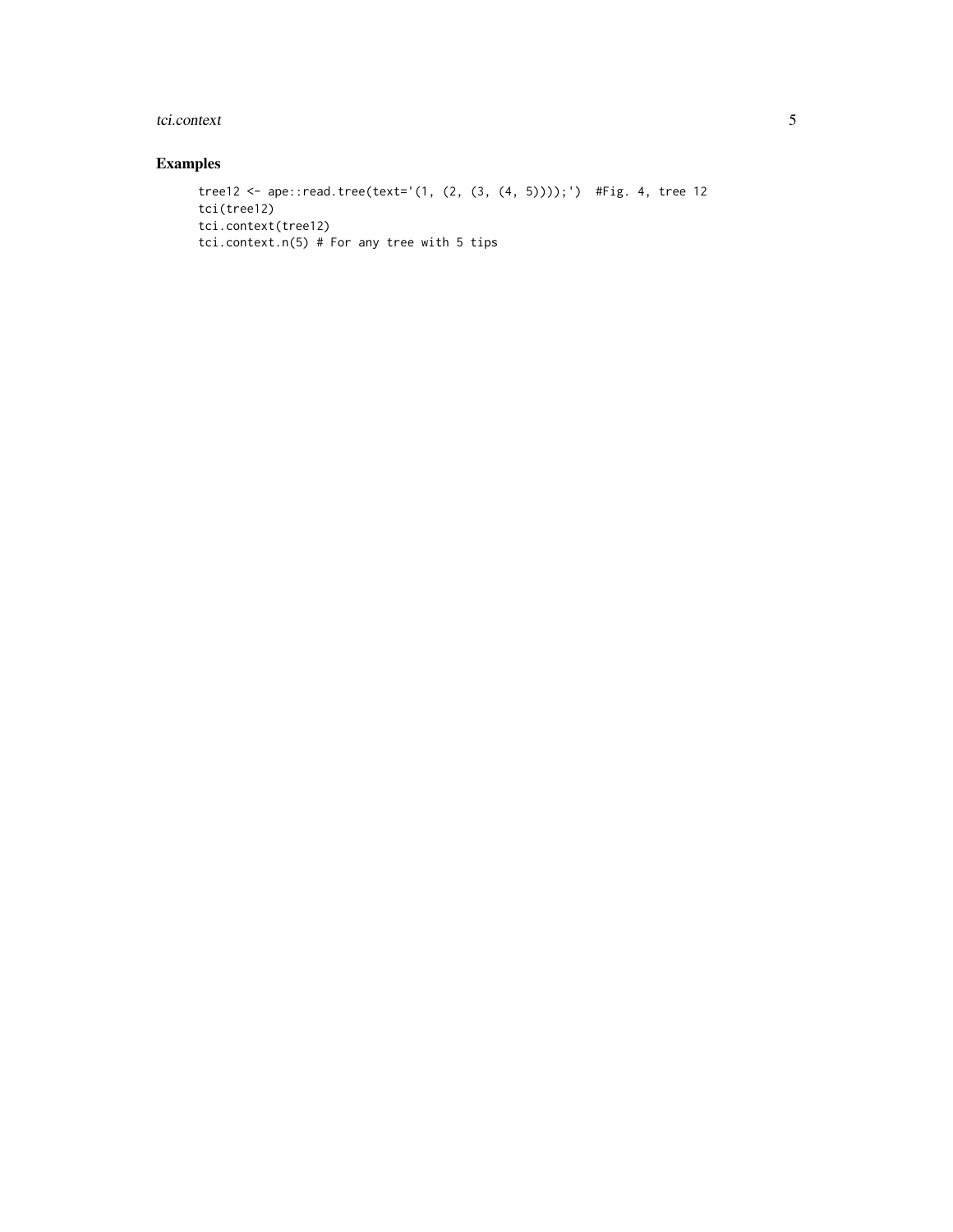## Examples

```
tree12 <- ape::read.tree(text='(1, (2, (3, (4, 5))));')  #Fig. 4, tree 12
tci(tree12)
tci.context(tree12)
tci.context.n(5) # For any tree with 5 tips
```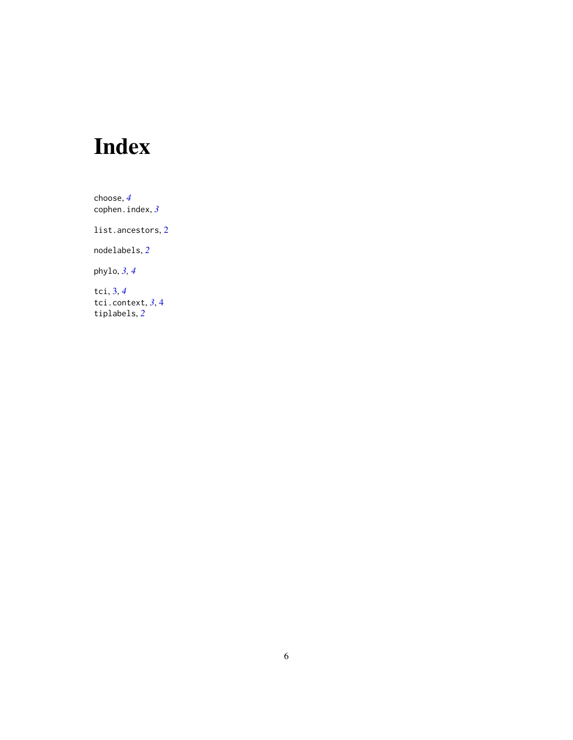# Index

choose, *4*
cophen.index, *3*

list.ancestors, 2

nodelabels, *2*

phylo, *3, 4*

tci, 3, *4*
tci.context, *3*, 4
tiplabels, *2*